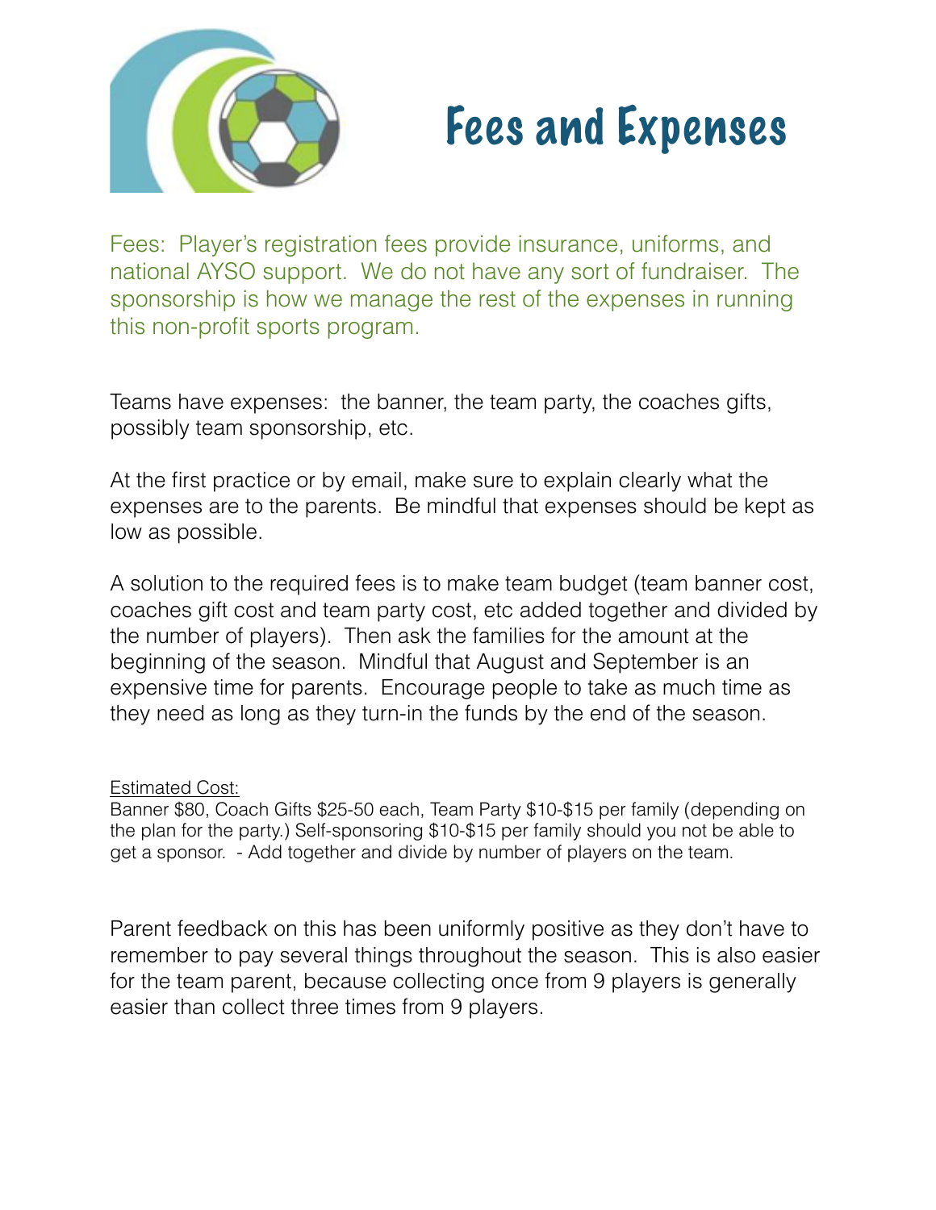# Fees and Expenses

Fees: Player's registration fees provide insurance, uniforms, and national AYSO support. We do not have any sort of fundraiser. The sponsorship is how we manage the rest of the expenses in running this non-profit sports program.

Teams have expenses: the banner, the team party, the coaches gifts, possibly team sponsorship, etc.

At the first practice or by email, make sure to explain clearly what the expenses are to the parents. Be mindful that expenses should be kept as low as possible.

A solution to the required fees is to make team budget (team banner cost, coaches gift cost and team party cost, etc added together and divided by the number of players). Then ask the families for the amount at the beginning of the season. Mindful that August and September is an expensive time for parents. Encourage people to take as much time as they need as long as they turn-in the funds by the end of the season.

Estimated Cost:
Banner $80, Coach Gifts $25-50 each, Team Party $10-$15 per family (depending on the plan for the party.) Self-sponsoring $10-$15 per family should you not be able to get a sponsor. - Add together and divide by number of players on the team.

Parent feedback on this has been uniformly positive as they don't have to remember to pay several things throughout the season. This is also easier for the team parent, because collecting once from 9 players is generally easier than collect three times from 9 players.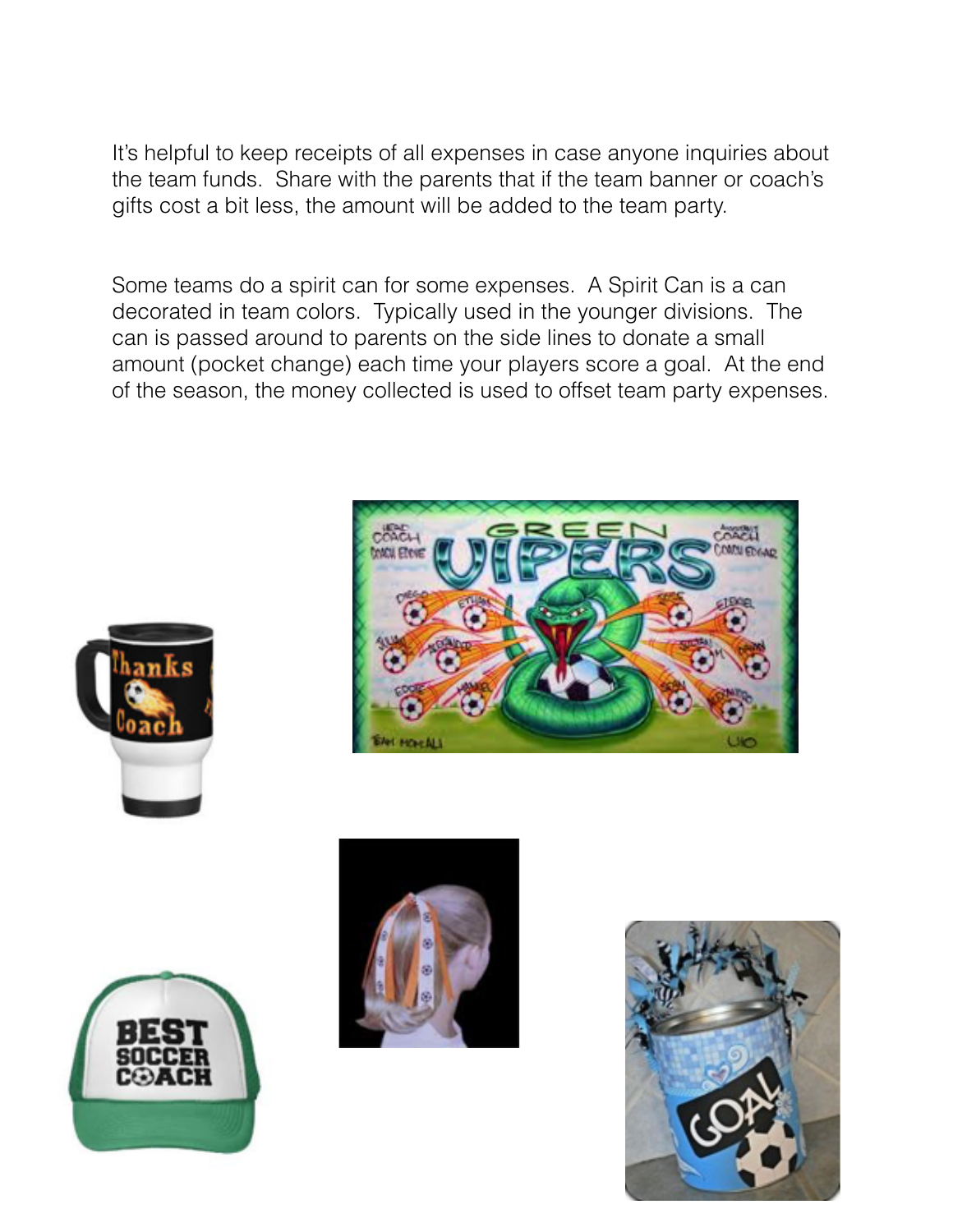It's helpful to keep receipts of all expenses in case anyone inquiries about the team funds. Share with the parents that if the team banner or coach's gifts cost a bit less, the amount will be added to the team party.

Some teams do a spirit can for some expenses. A Spirit Can is a can decorated in team colors. Typically used in the younger divisions. The can is passed around to parents on the side lines to donate a small amount (pocket change) each time your players score a goal. At the end of the season, the money collected is used to offset team party expenses.